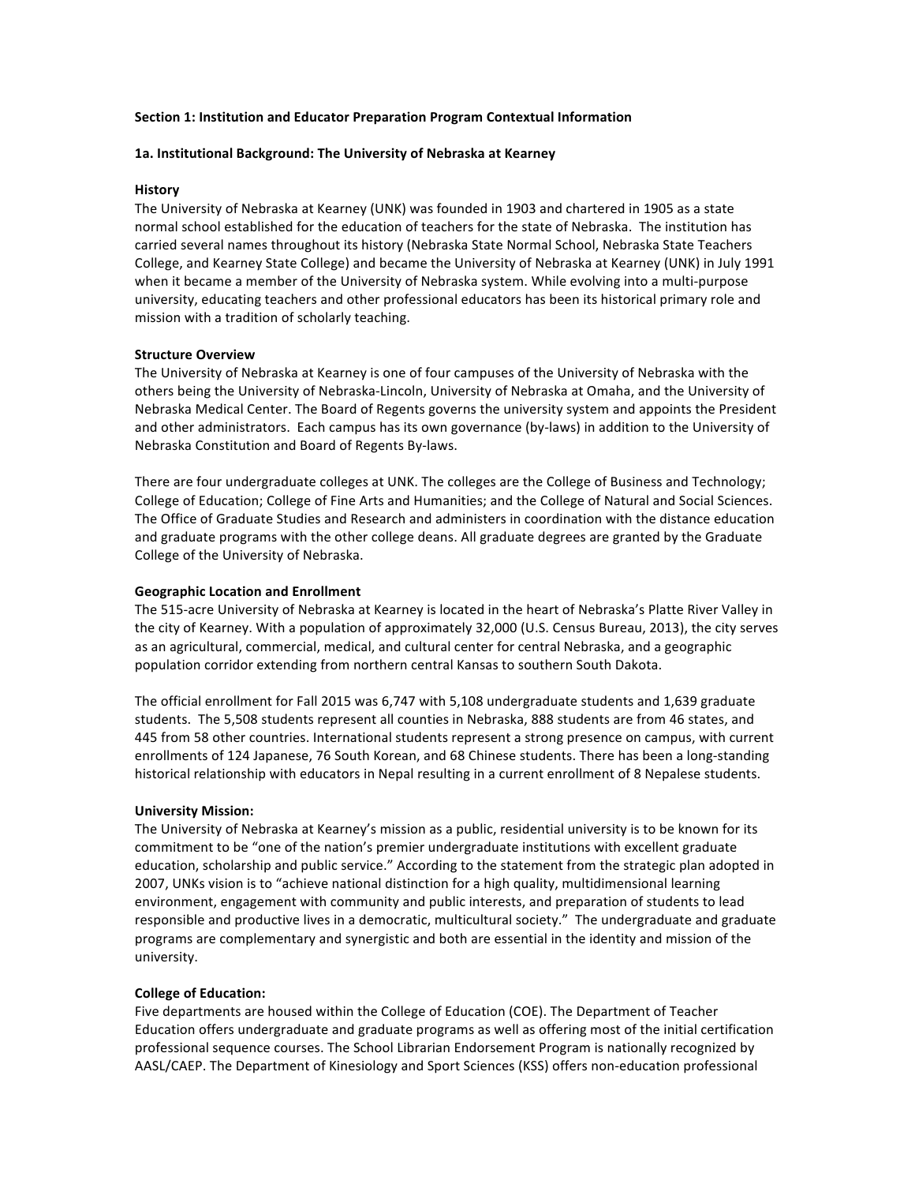**Section 1: Institution and Educator Preparation Program Contextual Information**

**1a. Institutional Background: The University of Nebraska at Kearney**

**History**

The University of Nebraska at Kearney (UNK) was founded in 1903 and chartered in 1905 as a state normal school established for the education of teachers for the state of Nebraska. The institution has carried several names throughout its history (Nebraska State Normal School, Nebraska State Teachers College, and Kearney State College) and became the University of Nebraska at Kearney (UNK) in July 1991 when it became a member of the University of Nebraska system. While evolving into a multi-purpose university, educating teachers and other professional educators has been its historical primary role and mission with a tradition of scholarly teaching.

**Structure Overview**

The University of Nebraska at Kearney is one of four campuses of the University of Nebraska with the others being the University of Nebraska-Lincoln, University of Nebraska at Omaha, and the University of Nebraska Medical Center. The Board of Regents governs the university system and appoints the President and other administrators. Each campus has its own governance (by-laws) in addition to the University of Nebraska Constitution and Board of Regents By-laws.

There are four undergraduate colleges at UNK. The colleges are the College of Business and Technology; College of Education; College of Fine Arts and Humanities; and the College of Natural and Social Sciences. The Office of Graduate Studies and Research and administers in coordination with the distance education and graduate programs with the other college deans. All graduate degrees are granted by the Graduate College of the University of Nebraska.

**Geographic Location and Enrollment**

The 515-acre University of Nebraska at Kearney is located in the heart of Nebraska's Platte River Valley in the city of Kearney. With a population of approximately 32,000 (U.S. Census Bureau, 2013), the city serves as an agricultural, commercial, medical, and cultural center for central Nebraska, and a geographic population corridor extending from northern central Kansas to southern South Dakota.

The official enrollment for Fall 2015 was 6,747 with 5,108 undergraduate students and 1,639 graduate students. The 5,508 students represent all counties in Nebraska, 888 students are from 46 states, and 445 from 58 other countries. International students represent a strong presence on campus, with current enrollments of 124 Japanese, 76 South Korean, and 68 Chinese students. There has been a long-standing historical relationship with educators in Nepal resulting in a current enrollment of 8 Nepalese students.

**University Mission:**

The University of Nebraska at Kearney's mission as a public, residential university is to be known for its commitment to be "one of the nation's premier undergraduate institutions with excellent graduate education, scholarship and public service." According to the statement from the strategic plan adopted in 2007, UNKs vision is to "achieve national distinction for a high quality, multidimensional learning environment, engagement with community and public interests, and preparation of students to lead responsible and productive lives in a democratic, multicultural society." The undergraduate and graduate programs are complementary and synergistic and both are essential in the identity and mission of the university.

**College of Education:**

Five departments are housed within the College of Education (COE). The Department of Teacher Education offers undergraduate and graduate programs as well as offering most of the initial certification professional sequence courses. The School Librarian Endorsement Program is nationally recognized by AASL/CAEP. The Department of Kinesiology and Sport Sciences (KSS) offers non-education professional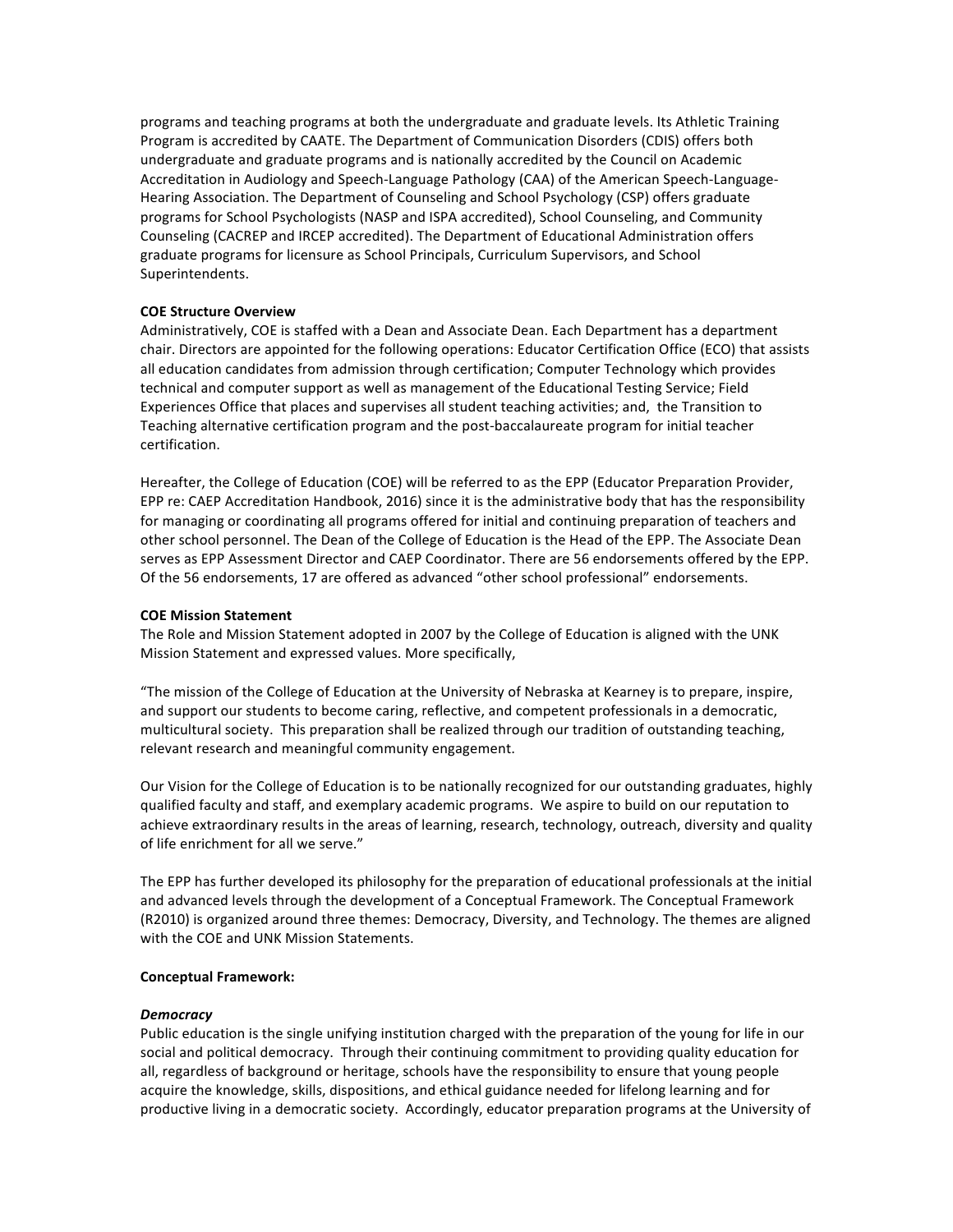programs and teaching programs at both the undergraduate and graduate levels. Its Athletic Training Program is accredited by CAATE. The Department of Communication Disorders (CDIS) offers both undergraduate and graduate programs and is nationally accredited by the Council on Academic Accreditation in Audiology and Speech-Language Pathology (CAA) of the American Speech-Language-Hearing Association. The Department of Counseling and School Psychology (CSP) offers graduate programs for School Psychologists (NASP and ISPA accredited), School Counseling, and Community Counseling (CACREP and IRCEP accredited). The Department of Educational Administration offers graduate programs for licensure as School Principals, Curriculum Supervisors, and School Superintendents.

**COE Structure Overview**

Administratively, COE is staffed with a Dean and Associate Dean. Each Department has a department chair. Directors are appointed for the following operations: Educator Certification Office (ECO) that assists all education candidates from admission through certification; Computer Technology which provides technical and computer support as well as management of the Educational Testing Service; Field Experiences Office that places and supervises all student teaching activities; and, the Transition to Teaching alternative certification program and the post-baccalaureate program for initial teacher certification.

Hereafter, the College of Education (COE) will be referred to as the EPP (Educator Preparation Provider, EPP re: CAEP Accreditation Handbook, 2016) since it is the administrative body that has the responsibility for managing or coordinating all programs offered for initial and continuing preparation of teachers and other school personnel. The Dean of the College of Education is the Head of the EPP. The Associate Dean serves as EPP Assessment Director and CAEP Coordinator. There are 56 endorsements offered by the EPP. Of the 56 endorsements, 17 are offered as advanced "other school professional" endorsements.

**COE Mission Statement**

The Role and Mission Statement adopted in 2007 by the College of Education is aligned with the UNK Mission Statement and expressed values. More specifically,

"The mission of the College of Education at the University of Nebraska at Kearney is to prepare, inspire, and support our students to become caring, reflective, and competent professionals in a democratic, multicultural society. This preparation shall be realized through our tradition of outstanding teaching, relevant research and meaningful community engagement.

Our Vision for the College of Education is to be nationally recognized for our outstanding graduates, highly qualified faculty and staff, and exemplary academic programs. We aspire to build on our reputation to achieve extraordinary results in the areas of learning, research, technology, outreach, diversity and quality of life enrichment for all we serve."

The EPP has further developed its philosophy for the preparation of educational professionals at the initial and advanced levels through the development of a Conceptual Framework. The Conceptual Framework (R2010) is organized around three themes: Democracy, Diversity, and Technology. The themes are aligned with the COE and UNK Mission Statements.

**Conceptual Framework:**

***Democracy***

Public education is the single unifying institution charged with the preparation of the young for life in our social and political democracy. Through their continuing commitment to providing quality education for all, regardless of background or heritage, schools have the responsibility to ensure that young people acquire the knowledge, skills, dispositions, and ethical guidance needed for lifelong learning and for productive living in a democratic society. Accordingly, educator preparation programs at the University of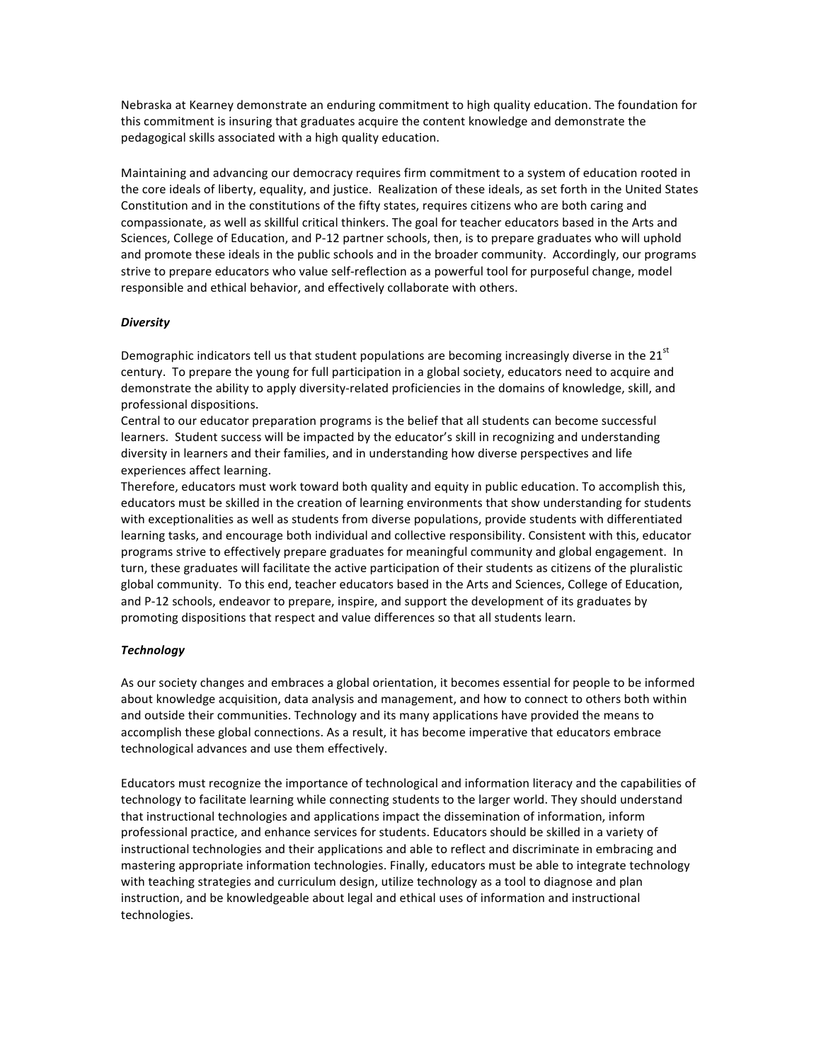Nebraska at Kearney demonstrate an enduring commitment to high quality education. The foundation for this commitment is insuring that graduates acquire the content knowledge and demonstrate the pedagogical skills associated with a high quality education.

Maintaining and advancing our democracy requires firm commitment to a system of education rooted in the core ideals of liberty, equality, and justice. Realization of these ideals, as set forth in the United States Constitution and in the constitutions of the fifty states, requires citizens who are both caring and compassionate, as well as skillful critical thinkers. The goal for teacher educators based in the Arts and Sciences, College of Education, and P-12 partner schools, then, is to prepare graduates who will uphold and promote these ideals in the public schools and in the broader community. Accordingly, our programs strive to prepare educators who value self-reflection as a powerful tool for purposeful change, model responsible and ethical behavior, and effectively collaborate with others.

***Diversity***

Demographic indicators tell us that student populations are becoming increasingly diverse in the 21st century. To prepare the young for full participation in a global society, educators need to acquire and demonstrate the ability to apply diversity-related proficiencies in the domains of knowledge, skill, and professional dispositions.

Central to our educator preparation programs is the belief that all students can become successful learners. Student success will be impacted by the educator's skill in recognizing and understanding diversity in learners and their families, and in understanding how diverse perspectives and life experiences affect learning.

Therefore, educators must work toward both quality and equity in public education. To accomplish this, educators must be skilled in the creation of learning environments that show understanding for students with exceptionalities as well as students from diverse populations, provide students with differentiated learning tasks, and encourage both individual and collective responsibility. Consistent with this, educator programs strive to effectively prepare graduates for meaningful community and global engagement. In turn, these graduates will facilitate the active participation of their students as citizens of the pluralistic global community. To this end, teacher educators based in the Arts and Sciences, College of Education, and P-12 schools, endeavor to prepare, inspire, and support the development of its graduates by promoting dispositions that respect and value differences so that all students learn.

***Technology***

As our society changes and embraces a global orientation, it becomes essential for people to be informed about knowledge acquisition, data analysis and management, and how to connect to others both within and outside their communities. Technology and its many applications have provided the means to accomplish these global connections. As a result, it has become imperative that educators embrace technological advances and use them effectively.

Educators must recognize the importance of technological and information literacy and the capabilities of technology to facilitate learning while connecting students to the larger world. They should understand that instructional technologies and applications impact the dissemination of information, inform professional practice, and enhance services for students. Educators should be skilled in a variety of instructional technologies and their applications and able to reflect and discriminate in embracing and mastering appropriate information technologies. Finally, educators must be able to integrate technology with teaching strategies and curriculum design, utilize technology as a tool to diagnose and plan instruction, and be knowledgeable about legal and ethical uses of information and instructional technologies.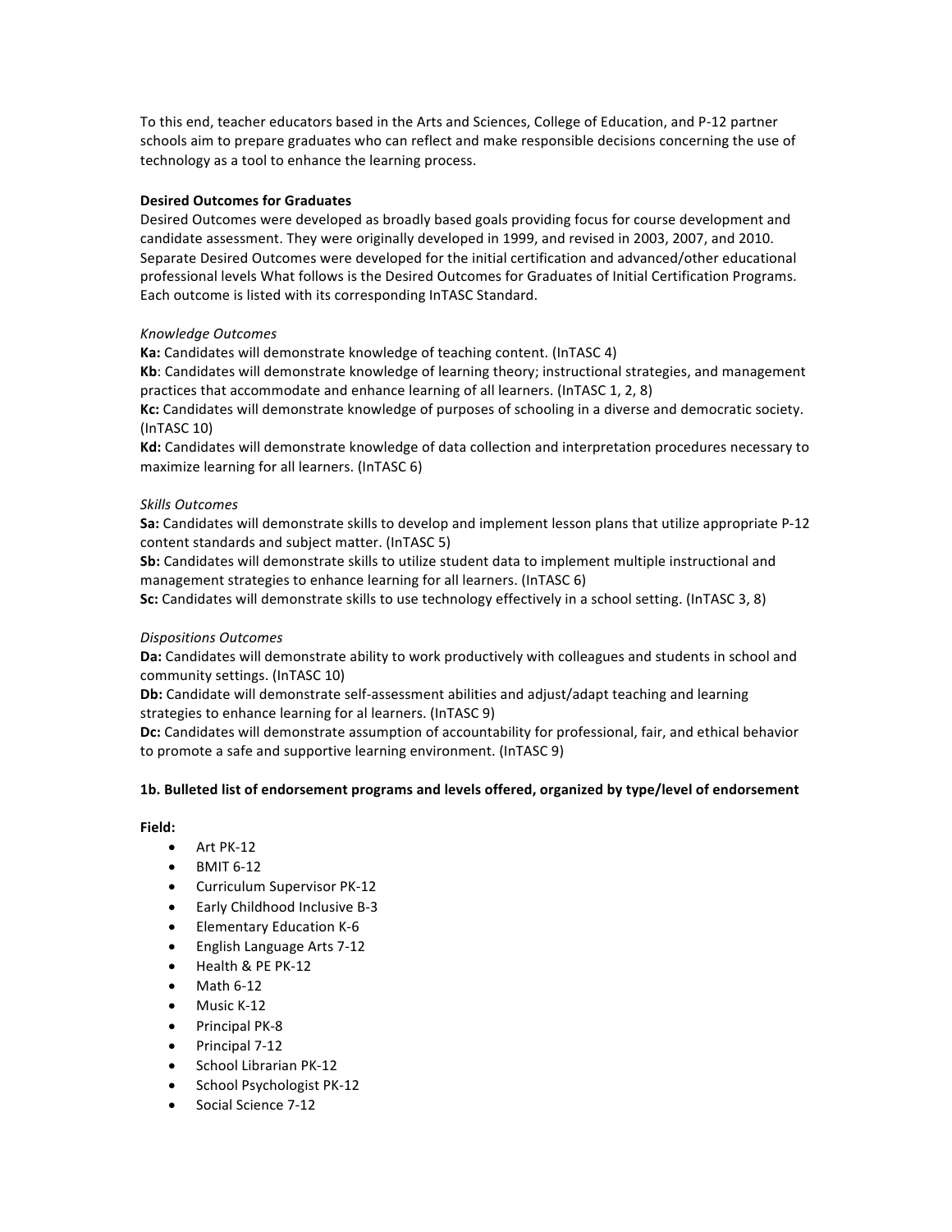To this end, teacher educators based in the Arts and Sciences, College of Education, and P-12 partner schools aim to prepare graduates who can reflect and make responsible decisions concerning the use of technology as a tool to enhance the learning process.

**Desired Outcomes for Graduates**

Desired Outcomes were developed as broadly based goals providing focus for course development and candidate assessment. They were originally developed in 1999, and revised in 2003, 2007, and 2010. Separate Desired Outcomes were developed for the initial certification and advanced/other educational professional levels What follows is the Desired Outcomes for Graduates of Initial Certification Programs. Each outcome is listed with its corresponding InTASC Standard.

*Knowledge Outcomes*

**Ka:** Candidates will demonstrate knowledge of teaching content. (InTASC 4)

**Kb**: Candidates will demonstrate knowledge of learning theory; instructional strategies, and management practices that accommodate and enhance learning of all learners. (InTASC 1, 2, 8)

**Kc:** Candidates will demonstrate knowledge of purposes of schooling in a diverse and democratic society. (InTASC 10)

**Kd:** Candidates will demonstrate knowledge of data collection and interpretation procedures necessary to maximize learning for all learners. (InTASC 6)

*Skills Outcomes*

**Sa:** Candidates will demonstrate skills to develop and implement lesson plans that utilize appropriate P-12 content standards and subject matter. (InTASC 5)

**Sb:** Candidates will demonstrate skills to utilize student data to implement multiple instructional and management strategies to enhance learning for all learners. (InTASC 6)

**Sc:** Candidates will demonstrate skills to use technology effectively in a school setting. (InTASC 3, 8)

*Dispositions Outcomes*

**Da:** Candidates will demonstrate ability to work productively with colleagues and students in school and community settings. (InTASC 10)

**Db:** Candidate will demonstrate self-assessment abilities and adjust/adapt teaching and learning strategies to enhance learning for al learners. (InTASC 9)

**Dc:** Candidates will demonstrate assumption of accountability for professional, fair, and ethical behavior to promote a safe and supportive learning environment. (InTASC 9)

**1b. Bulleted list of endorsement programs and levels offered, organized by type/level of endorsement**

**Field:**

- Art PK-12
- BMIT 6-12
- Curriculum Supervisor PK-12
- Early Childhood Inclusive B-3
- Elementary Education K-6
- English Language Arts 7-12
- Health & PE PK-12
- Math 6-12
- Music K-12
- Principal PK-8
- Principal 7-12
- School Librarian PK-12
- School Psychologist PK-12
- Social Science 7-12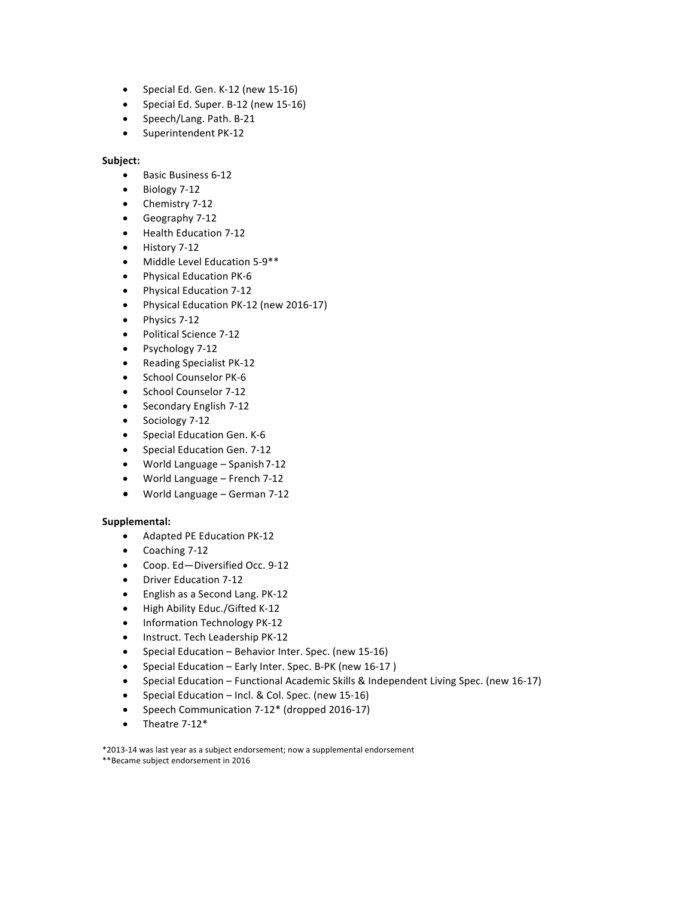- Special Ed. Gen. K-12 (new 15-16)
- Special Ed. Super. B-12 (new 15-16)
- Speech/Lang. Path. B-21
- Superintendent PK-12

**Subject:**

- Basic Business 6-12
- Biology 7-12
- Chemistry 7-12
- Geography 7-12
- Health Education 7-12
- History 7-12
- Middle Level Education 5-9**
- Physical Education PK-6
- Physical Education 7-12
- Physical Education PK-12 (new 2016-17)
- Physics 7-12
- Political Science 7-12
- Psychology 7-12
- Reading Specialist PK-12
- School Counselor PK-6
- School Counselor 7-12
- Secondary English 7-12
- Sociology 7-12
- Special Education Gen. K-6
- Special Education Gen. 7-12
- World Language – Spanish 7-12
- World Language – French 7-12
- World Language – German 7-12

**Supplemental:**

- Adapted PE Education PK-12
- Coaching 7-12
- Coop. Ed—Diversified Occ. 9-12
- Driver Education 7-12
- English as a Second Lang. PK-12
- High Ability Educ./Gifted K-12
- Information Technology PK-12
- Instruct. Tech Leadership PK-12
- Special Education – Behavior Inter. Spec. (new 15-16)
- Special Education – Early Inter. Spec. B-PK (new 16-17 )
- Special Education – Functional Academic Skills & Independent Living Spec. (new 16-17)
- Special Education – Incl. & Col. Spec. (new 15-16)
- Speech Communication 7-12* (dropped 2016-17)
- Theatre 7-12*

*2013-14 was last year as a subject endorsement; now a supplemental endorsement
**Became subject endorsement in 2016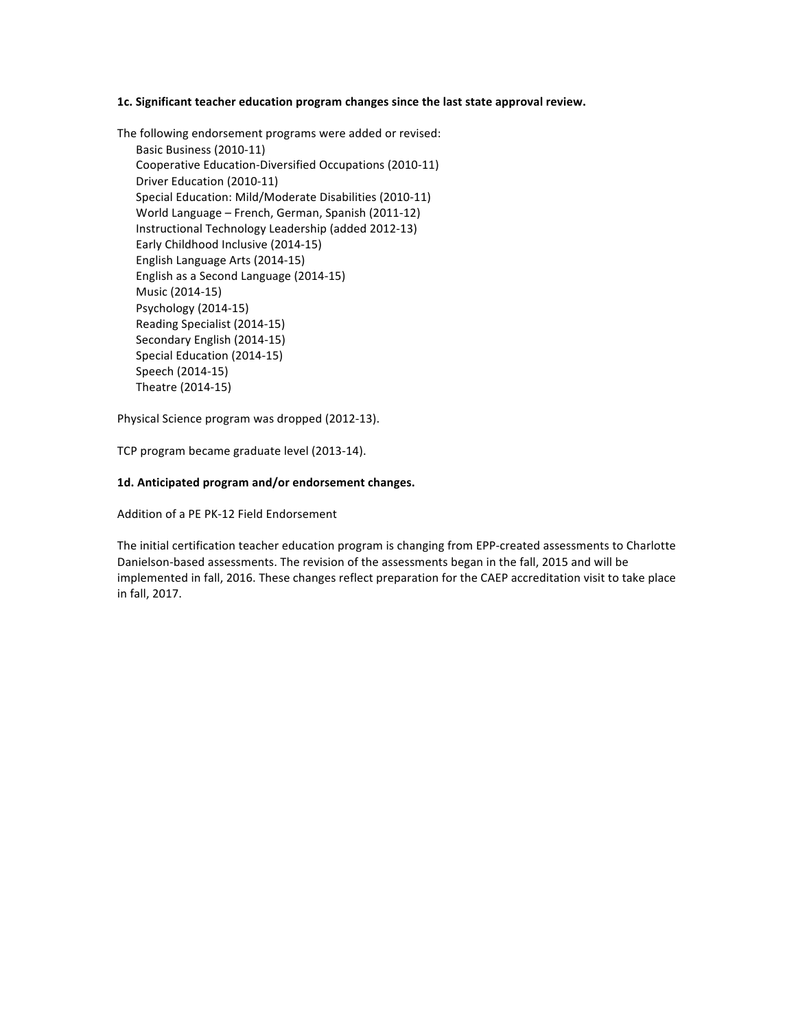**1c. Significant teacher education program changes since the last state approval review.**

The following endorsement programs were added or revised:

- Basic Business (2010-11)
- Cooperative Education-Diversified Occupations (2010-11)
- Driver Education (2010-11)
- Special Education: Mild/Moderate Disabilities (2010-11)
- World Language – French, German, Spanish (2011-12)
- Instructional Technology Leadership (added 2012-13)
- Early Childhood Inclusive (2014-15)
- English Language Arts (2014-15)
- English as a Second Language (2014-15)
- Music (2014-15)
- Psychology (2014-15)
- Reading Specialist (2014-15)
- Secondary English (2014-15)
- Special Education (2014-15)
- Speech (2014-15)
- Theatre (2014-15)

Physical Science program was dropped (2012-13).

TCP program became graduate level (2013-14).

**1d. Anticipated program and/or endorsement changes.**

Addition of a PE PK-12 Field Endorsement

The initial certification teacher education program is changing from EPP-created assessments to Charlotte Danielson-based assessments. The revision of the assessments began in the fall, 2015 and will be implemented in fall, 2016. These changes reflect preparation for the CAEP accreditation visit to take place in fall, 2017.